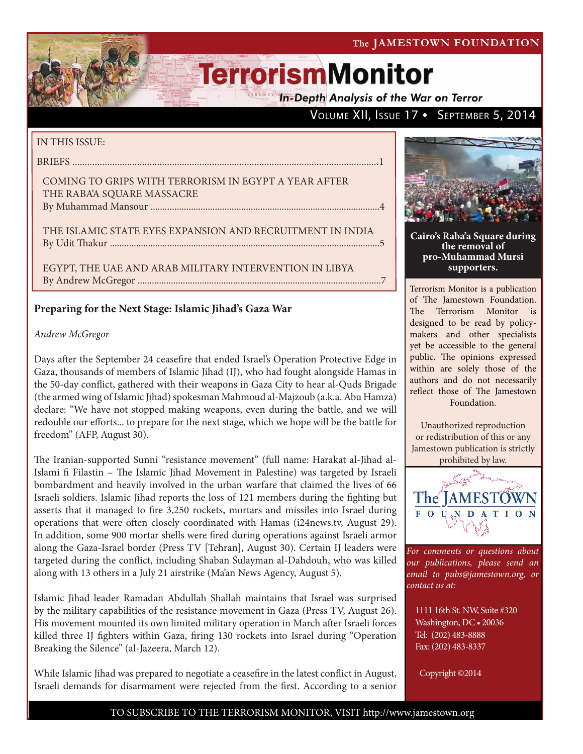The JAMESTOWN FOUNDATION

# TerrorismMonitor

*In-Depth Analysis of the War on Terror*

VOLUME XII, ISSUE 17 • SEPTEMBER 5, 2014

IN THIS ISSUE:

BRIEFS ..........................................................................................................................1

COMING TO GRIPS WITH TERRORISM IN EGYPT A YEAR AFTER THE RABA'A SQUARE MASSACRE
By Muhammad Mansour ..............................................................................................4

THE ISLAMIC STATE EYES EXPANSION AND RECRUITMENT IN INDIA
By Udit Thakur ...............................................................................................................5

EGYPT, THE UAE AND ARAB MILITARY INTERVENTION IN LIBYA
By Andrew McGregor ....................................................................................................7

**Cairo's Raba'a Square during the removal of pro-Muhammad Mursi supporters.**

Terrorism Monitor is a publication of The Jamestown Foundation. The Terrorism Monitor is designed to be read by policy-makers and other specialists yet be accessible to the general public. The opinions expressed within are solely those of the authors and do not necessarily reflect those of The Jamestown Foundation.

Unauthorized reproduction or redistribution of this or any Jamestown publication is strictly prohibited by law.

*For comments or questions about our publications, please send an email to pubs@jamestown.org, or contact us at:*

1111 16th St. NW, Suite #320
Washington, DC • 20036
Tel: (202) 483-8888
Fax: (202) 483-8337

Copyright ©2014

## Preparing for the Next Stage: Islamic Jihad's Gaza War

*Andrew McGregor*

Days after the September 24 ceasefire that ended Israel's Operation Protective Edge in Gaza, thousands of members of Islamic Jihad (IJ), who had fought alongside Hamas in the 50-day conflict, gathered with their weapons in Gaza City to hear al-Quds Brigade (the armed wing of Islamic Jihad) spokesman Mahmoud al-Majzoub (a.k.a. Abu Hamza) declare: "We have not stopped making weapons, even during the battle, and we will redouble our efforts... to prepare for the next stage, which we hope will be the battle for freedom" (AFP, August 30).

The Iranian-supported Sunni "resistance movement" (full name: Harakat al-Jihad al-Islami fi Filastin – The Islamic Jihad Movement in Palestine) was targeted by Israeli bombardment and heavily involved in the urban warfare that claimed the lives of 66 Israeli soldiers. Islamic Jihad reports the loss of 121 members during the fighting but asserts that it managed to fire 3,250 rockets, mortars and missiles into Israel during operations that were often closely coordinated with Hamas (i24news.tv, August 29). In addition, some 900 mortar shells were fired during operations against Israeli armor along the Gaza-Israel border (Press TV [Tehran], August 30). Certain IJ leaders were targeted during the conflict, including Shaban Sulayman al-Dahdouh, who was killed along with 13 others in a July 21 airstrike (Ma'an News Agency, August 5).

Islamic Jihad leader Ramadan Abdullah Shallah maintains that Israel was surprised by the military capabilities of the resistance movement in Gaza (Press TV, August 26). His movement mounted its own limited military operation in March after Israeli forces killed three IJ fighters within Gaza, firing 130 rockets into Israel during "Operation Breaking the Silence" (al-Jazeera, March 12).

While Islamic Jihad was prepared to negotiate a ceasefire in the latest conflict in August, Israeli demands for disarmament were rejected from the first. According to a senior

TO SUBSCRIBE TO THE TERRORISM MONITOR, VISIT http://www.jamestown.org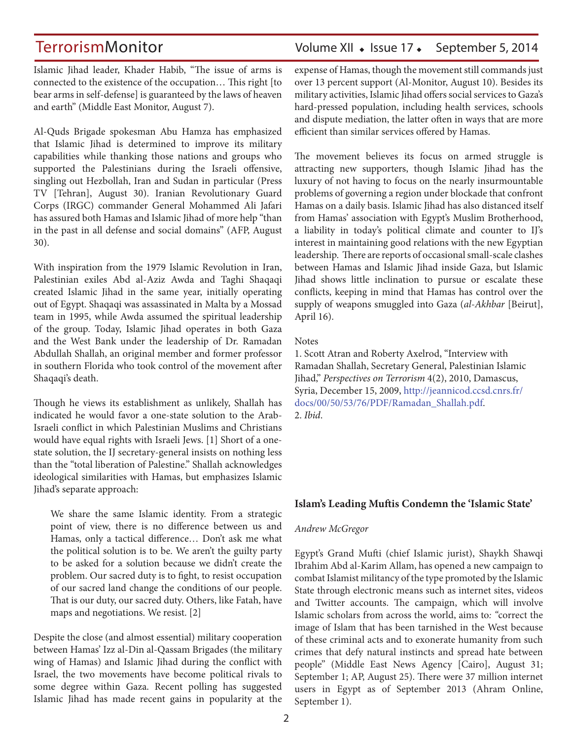Islamic Jihad leader, Khader Habib, "The issue of arms is connected to the existence of the occupation… This right [to bear arms in self-defense] is guaranteed by the laws of heaven and earth" (Middle East Monitor, August 7).

Al-Quds Brigade spokesman Abu Hamza has emphasized that Islamic Jihad is determined to improve its military capabilities while thanking those nations and groups who supported the Palestinians during the Israeli offensive, singling out Hezbollah, Iran and Sudan in particular (Press TV [Tehran], August 30). Iranian Revolutionary Guard Corps (IRGC) commander General Mohammed Ali Jafari has assured both Hamas and Islamic Jihad of more help "than in the past in all defense and social domains" (AFP, August 30).

With inspiration from the 1979 Islamic Revolution in Iran, Palestinian exiles Abd al-Aziz Awda and Taghi Shaqaqi created Islamic Jihad in the same year, initially operating out of Egypt. Shaqaqi was assassinated in Malta by a Mossad team in 1995, while Awda assumed the spiritual leadership of the group. Today, Islamic Jihad operates in both Gaza and the West Bank under the leadership of Dr. Ramadan Abdullah Shallah, an original member and former professor in southern Florida who took control of the movement after Shaqaqi's death.

Though he views its establishment as unlikely, Shallah has indicated he would favor a one-state solution to the Arab-Israeli conflict in which Palestinian Muslims and Christians would have equal rights with Israeli Jews. [1] Short of a one-state solution, the IJ secretary-general insists on nothing less than the "total liberation of Palestine." Shallah acknowledges ideological similarities with Hamas, but emphasizes Islamic Jihad's separate approach:

> We share the same Islamic identity. From a strategic point of view, there is no difference between us and Hamas, only a tactical difference… Don't ask me what the political solution is to be. We aren't the guilty party to be asked for a solution because we didn't create the problem. Our sacred duty is to fight, to resist occupation of our sacred land change the conditions of our people. That is our duty, our sacred duty. Others, like Fatah, have maps and negotiations. We resist. [2]

Despite the close (and almost essential) military cooperation between Hamas' Izz al-Din al-Qassam Brigades (the military wing of Hamas) and Islamic Jihad during the conflict with Israel, the two movements have become political rivals to some degree within Gaza. Recent polling has suggested Islamic Jihad has made recent gains in popularity at the expense of Hamas, though the movement still commands just over 13 percent support (Al-Monitor, August 10). Besides its military activities, Islamic Jihad offers social services to Gaza's hard-pressed population, including health services, schools and dispute mediation, the latter often in ways that are more efficient than similar services offered by Hamas.

The movement believes its focus on armed struggle is attracting new supporters, though Islamic Jihad has the luxury of not having to focus on the nearly insurmountable problems of governing a region under blockade that confront Hamas on a daily basis. Islamic Jihad has also distanced itself from Hamas' association with Egypt's Muslim Brotherhood, a liability in today's political climate and counter to IJ's interest in maintaining good relations with the new Egyptian leadership. There are reports of occasional small-scale clashes between Hamas and Islamic Jihad inside Gaza, but Islamic Jihad shows little inclination to pursue or escalate these conflicts, keeping in mind that Hamas has control over the supply of weapons smuggled into Gaza (*al-Akhbar* [Beirut], April 16).

Notes

1. Scott Atran and Roberty Axelrod, "Interview with Ramadan Shallah, Secretary General, Palestinian Islamic Jihad," *Perspectives on Terrorism* 4(2), 2010, Damascus, Syria, December 15, 2009, http://jeannicod.ccsd.cnrs.fr/docs/00/50/53/76/PDF/Ramadan_Shallah.pdf.
2. *Ibid.*

## Islam's Leading Muftis Condemn the 'Islamic State'

*Andrew McGregor*

Egypt's Grand Mufti (chief Islamic jurist), Shaykh Shawqi Ibrahim Abd al-Karim Allam, has opened a new campaign to combat Islamist militancy of the type promoted by the Islamic State through electronic means such as internet sites, videos and Twitter accounts. The campaign, which will involve Islamic scholars from across the world, aims to: "correct the image of Islam that has been tarnished in the West because of these criminal acts and to exonerate humanity from such crimes that defy natural instincts and spread hate between people" (Middle East News Agency [Cairo], August 31; September 1; AP, August 25). There were 37 million internet users in Egypt as of September 2013 (Ahram Online, September 1).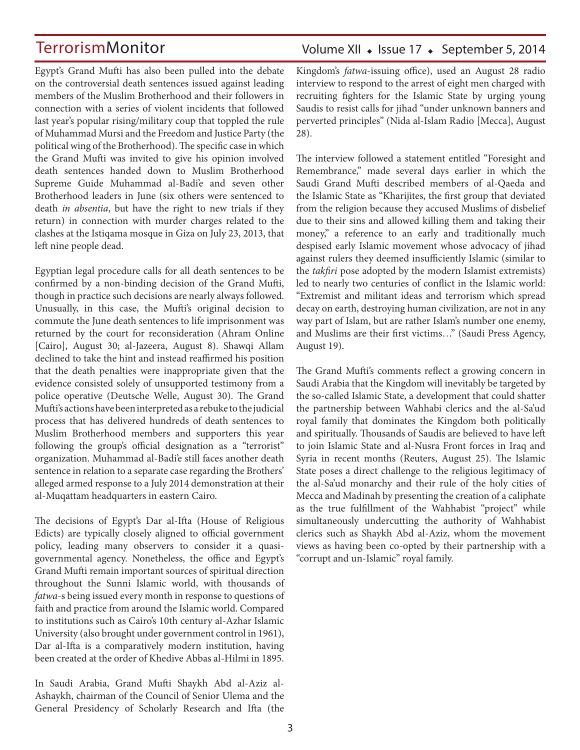Egypt's Grand Mufti has also been pulled into the debate on the controversial death sentences issued against leading members of the Muslim Brotherhood and their followers in connection with a series of violent incidents that followed last year's popular rising/military coup that toppled the rule of Muhammad Mursi and the Freedom and Justice Party (the political wing of the Brotherhood). The specific case in which the Grand Mufti was invited to give his opinion involved death sentences handed down to Muslim Brotherhood Supreme Guide Muhammad al-Badi'e and seven other Brotherhood leaders in June (six others were sentenced to death *in absentia*, but have the right to new trials if they return) in connection with murder charges related to the clashes at the Istiqama mosque in Giza on July 23, 2013, that left nine people dead.

Egyptian legal procedure calls for all death sentences to be confirmed by a non-binding decision of the Grand Mufti, though in practice such decisions are nearly always followed. Unusually, in this case, the Mufti's original decision to commute the June death sentences to life imprisonment was returned by the court for reconsideration (Ahram Online [Cairo], August 30; al-Jazeera, August 8). Shawqi Allam declined to take the hint and instead reaffirmed his position that the death penalties were inappropriate given that the evidence consisted solely of unsupported testimony from a police operative (Deutsche Welle, August 30). The Grand Mufti's actions have been interpreted as a rebuke to the judicial process that has delivered hundreds of death sentences to Muslim Brotherhood members and supporters this year following the group's official designation as a "terrorist" organization. Muhammad al-Badi'e still faces another death sentence in relation to a separate case regarding the Brothers' alleged armed response to a July 2014 demonstration at their al-Muqattam headquarters in eastern Cairo.

The decisions of Egypt's Dar al-Ifta (House of Religious Edicts) are typically closely aligned to official government policy, leading many observers to consider it a quasi-governmental agency. Nonetheless, the office and Egypt's Grand Mufti remain important sources of spiritual direction throughout the Sunni Islamic world, with thousands of *fatwa*-s being issued every month in response to questions of faith and practice from around the Islamic world. Compared to institutions such as Cairo's 10th century al-Azhar Islamic University (also brought under government control in 1961), Dar al-Ifta is a comparatively modern institution, having been created at the order of Khedive Abbas al-Hilmi in 1895.

In Saudi Arabia, Grand Mufti Shaykh Abd al-Aziz al-Ashaykh, chairman of the Council of Senior Ulema and the General Presidency of Scholarly Research and Ifta (the Kingdom's *fatwa*-issuing office), used an August 28 radio interview to respond to the arrest of eight men charged with recruiting fighters for the Islamic State by urging young Saudis to resist calls for jihad "under unknown banners and perverted principles" (Nida al-Islam Radio [Mecca], August 28).

The interview followed a statement entitled "Foresight and Remembrance," made several days earlier in which the Saudi Grand Mufti described members of al-Qaeda and the Islamic State as "Kharijites, the first group that deviated from the religion because they accused Muslims of disbelief due to their sins and allowed killing them and taking their money," a reference to an early and traditionally much despised early Islamic movement whose advocacy of jihad against rulers they deemed insufficiently Islamic (similar to the *takfiri* pose adopted by the modern Islamist extremists) led to nearly two centuries of conflict in the Islamic world: "Extremist and militant ideas and terrorism which spread decay on earth, destroying human civilization, are not in any way part of Islam, but are rather Islam's number one enemy, and Muslims are their first victims…" (Saudi Press Agency, August 19).

The Grand Mufti's comments reflect a growing concern in Saudi Arabia that the Kingdom will inevitably be targeted by the so-called Islamic State, a development that could shatter the partnership between Wahhabi clerics and the al-Sa'ud royal family that dominates the Kingdom both politically and spiritually. Thousands of Saudis are believed to have left to join Islamic State and al-Nusra Front forces in Iraq and Syria in recent months (Reuters, August 25). The Islamic State poses a direct challenge to the religious legitimacy of the al-Sa'ud monarchy and their rule of the holy cities of Mecca and Madinah by presenting the creation of a caliphate as the true fulfillment of the Wahhabist "project" while simultaneously undercutting the authority of Wahhabist clerics such as Shaykh Abd al-Aziz, whom the movement views as having been co-opted by their partnership with a "corrupt and un-Islamic" royal family.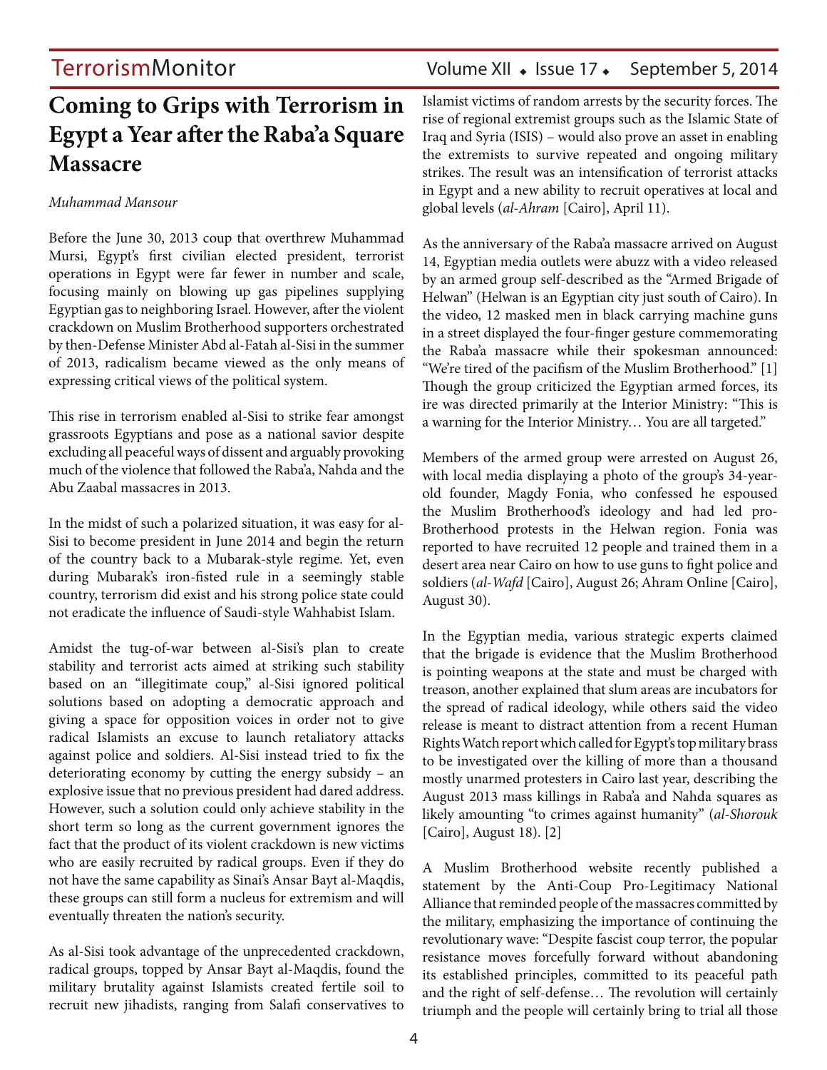# Coming to Grips with Terrorism in Egypt a Year after the Raba'a Square Massacre

*Muhammad Mansour*

Before the June 30, 2013 coup that overthrew Muhammad Mursi, Egypt's first civilian elected president, terrorist operations in Egypt were far fewer in number and scale, focusing mainly on blowing up gas pipelines supplying Egyptian gas to neighboring Israel. However, after the violent crackdown on Muslim Brotherhood supporters orchestrated by then-Defense Minister Abd al-Fatah al-Sisi in the summer of 2013, radicalism became viewed as the only means of expressing critical views of the political system.

This rise in terrorism enabled al-Sisi to strike fear amongst grassroots Egyptians and pose as a national savior despite excluding all peaceful ways of dissent and arguably provoking much of the violence that followed the Raba'a, Nahda and the Abu Zaabal massacres in 2013.

In the midst of such a polarized situation, it was easy for al-Sisi to become president in June 2014 and begin the return of the country back to a Mubarak-style regime. Yet, even during Mubarak's iron-fisted rule in a seemingly stable country, terrorism did exist and his strong police state could not eradicate the influence of Saudi-style Wahhabist Islam.

Amidst the tug-of-war between al-Sisi's plan to create stability and terrorist acts aimed at striking such stability based on an "illegitimate coup," al-Sisi ignored political solutions based on adopting a democratic approach and giving a space for opposition voices in order not to give radical Islamists an excuse to launch retaliatory attacks against police and soldiers. Al-Sisi instead tried to fix the deteriorating economy by cutting the energy subsidy – an explosive issue that no previous president had dared address. However, such a solution could only achieve stability in the short term so long as the current government ignores the fact that the product of its violent crackdown is new victims who are easily recruited by radical groups. Even if they do not have the same capability as Sinai's Ansar Bayt al-Maqdis, these groups can still form a nucleus for extremism and will eventually threaten the nation's security.

As al-Sisi took advantage of the unprecedented crackdown, radical groups, topped by Ansar Bayt al-Maqdis, found the military brutality against Islamists created fertile soil to recruit new jihadists, ranging from Salafi conservatives to Islamist victims of random arrests by the security forces. The rise of regional extremist groups such as the Islamic State of Iraq and Syria (ISIS) – would also prove an asset in enabling the extremists to survive repeated and ongoing military strikes. The result was an intensification of terrorist attacks in Egypt and a new ability to recruit operatives at local and global levels (*al-Ahram* [Cairo], April 11).

As the anniversary of the Raba'a massacre arrived on August 14, Egyptian media outlets were abuzz with a video released by an armed group self-described as the "Armed Brigade of Helwan" (Helwan is an Egyptian city just south of Cairo). In the video, 12 masked men in black carrying machine guns in a street displayed the four-finger gesture commemorating the Raba'a massacre while their spokesman announced: "We're tired of the pacifism of the Muslim Brotherhood." [1] Though the group criticized the Egyptian armed forces, its ire was directed primarily at the Interior Ministry: "This is a warning for the Interior Ministry… You are all targeted."

Members of the armed group were arrested on August 26, with local media displaying a photo of the group's 34-year-old founder, Magdy Fonia, who confessed he espoused the Muslim Brotherhood's ideology and had led pro-Brotherhood protests in the Helwan region. Fonia was reported to have recruited 12 people and trained them in a desert area near Cairo on how to use guns to fight police and soldiers (*al-Wafd* [Cairo], August 26; Ahram Online [Cairo], August 30).

In the Egyptian media, various strategic experts claimed that the brigade is evidence that the Muslim Brotherhood is pointing weapons at the state and must be charged with treason, another explained that slum areas are incubators for the spread of radical ideology, while others said the video release is meant to distract attention from a recent Human Rights Watch report which called for Egypt's top military brass to be investigated over the killing of more than a thousand mostly unarmed protesters in Cairo last year, describing the August 2013 mass killings in Raba'a and Nahda squares as likely amounting "to crimes against humanity" (*al-Shorouk* [Cairo], August 18). [2]

A Muslim Brotherhood website recently published a statement by the Anti-Coup Pro-Legitimacy National Alliance that reminded people of the massacres committed by the military, emphasizing the importance of continuing the revolutionary wave: "Despite fascist coup terror, the popular resistance moves forcefully forward without abandoning its established principles, committed to its peaceful path and the right of self-defense… The revolution will certainly triumph and the people will certainly bring to trial all those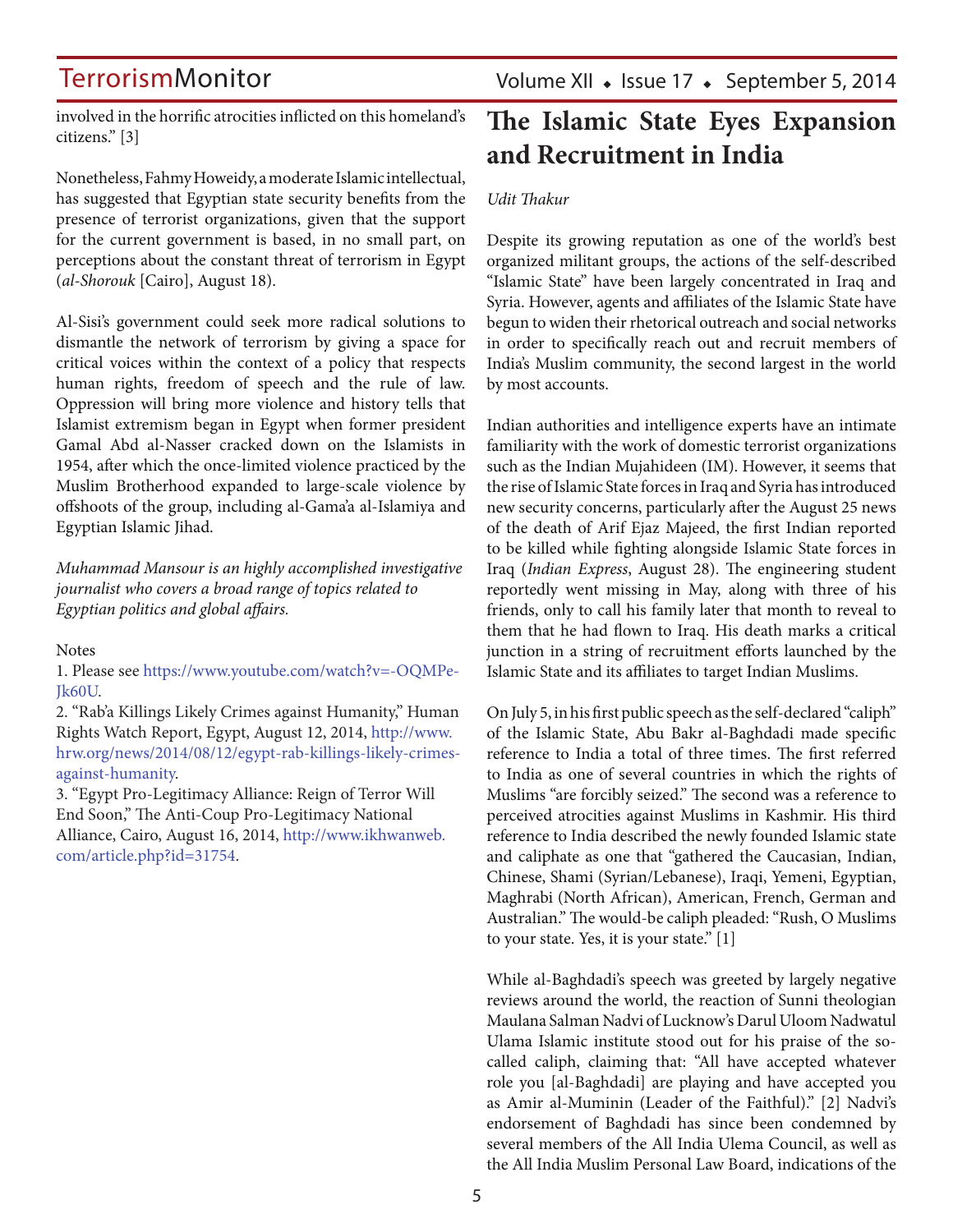involved in the horrific atrocities inflicted on this homeland's citizens." [3]

Nonetheless, Fahmy Howeidy, a moderate Islamic intellectual, has suggested that Egyptian state security benefits from the presence of terrorist organizations, given that the support for the current government is based, in no small part, on perceptions about the constant threat of terrorism in Egypt (*al-Shorouk* [Cairo], August 18).

Al-Sisi's government could seek more radical solutions to dismantle the network of terrorism by giving a space for critical voices within the context of a policy that respects human rights, freedom of speech and the rule of law. Oppression will bring more violence and history tells that Islamist extremism began in Egypt when former president Gamal Abd al-Nasser cracked down on the Islamists in 1954, after which the once-limited violence practiced by the Muslim Brotherhood expanded to large-scale violence by offshoots of the group, including al-Gama'a al-Islamiya and Egyptian Islamic Jihad.

*Muhammad Mansour is an highly accomplished investigative journalist who covers a broad range of topics related to Egyptian politics and global affairs.*

Notes

1. Please see https://www.youtube.com/watch?v=-OQMPe-Jk60U.
2. "Rab'a Killings Likely Crimes against Humanity," Human Rights Watch Report, Egypt, August 12, 2014, http://www.hrw.org/news/2014/08/12/egypt-rab-killings-likely-crimes-against-humanity.
3. "Egypt Pro-Legitimacy Alliance: Reign of Terror Will End Soon," The Anti-Coup Pro-Legitimacy National Alliance, Cairo, August 16, 2014, http://www.ikhwanweb.com/article.php?id=31754.

# The Islamic State Eyes Expansion and Recruitment in India

*Udit Thakur*

Despite its growing reputation as one of the world's best organized militant groups, the actions of the self-described "Islamic State" have been largely concentrated in Iraq and Syria. However, agents and affiliates of the Islamic State have begun to widen their rhetorical outreach and social networks in order to specifically reach out and recruit members of India's Muslim community, the second largest in the world by most accounts.

Indian authorities and intelligence experts have an intimate familiarity with the work of domestic terrorist organizations such as the Indian Mujahideen (IM). However, it seems that the rise of Islamic State forces in Iraq and Syria has introduced new security concerns, particularly after the August 25 news of the death of Arif Ejaz Majeed, the first Indian reported to be killed while fighting alongside Islamic State forces in Iraq (*Indian Express*, August 28). The engineering student reportedly went missing in May, along with three of his friends, only to call his family later that month to reveal to them that he had flown to Iraq. His death marks a critical junction in a string of recruitment efforts launched by the Islamic State and its affiliates to target Indian Muslims.

On July 5, in his first public speech as the self-declared "caliph" of the Islamic State, Abu Bakr al-Baghdadi made specific reference to India a total of three times. The first referred to India as one of several countries in which the rights of Muslims "are forcibly seized." The second was a reference to perceived atrocities against Muslims in Kashmir. His third reference to India described the newly founded Islamic state and caliphate as one that "gathered the Caucasian, Indian, Chinese, Shami (Syrian/Lebanese), Iraqi, Yemeni, Egyptian, Maghrabi (North African), American, French, German and Australian." The would-be caliph pleaded: "Rush, O Muslims to your state. Yes, it is your state." [1]

While al-Baghdadi's speech was greeted by largely negative reviews around the world, the reaction of Sunni theologian Maulana Salman Nadvi of Lucknow's Darul Uloom Nadwatul Ulama Islamic institute stood out for his praise of the so-called caliph, claiming that: "All have accepted whatever role you [al-Baghdadi] are playing and have accepted you as Amir al-Muminin (Leader of the Faithful)." [2] Nadvi's endorsement of Baghdadi has since been condemned by several members of the All India Ulema Council, as well as the All India Muslim Personal Law Board, indications of the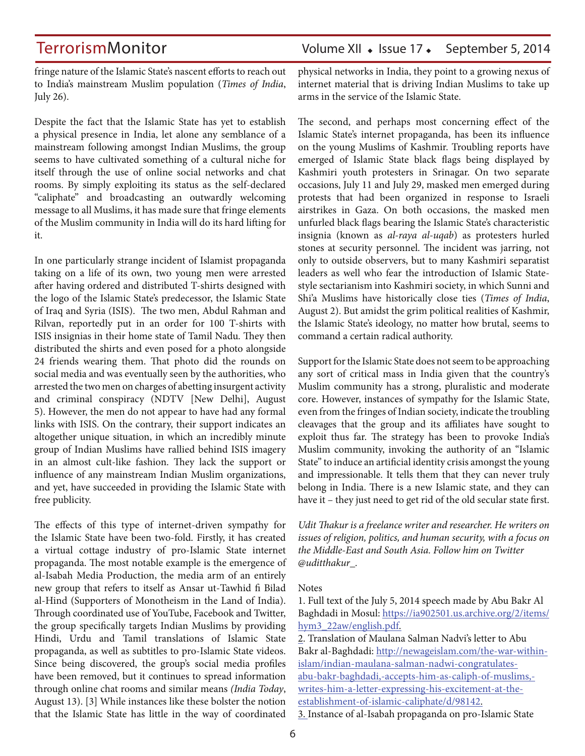fringe nature of the Islamic State's nascent efforts to reach out to India's mainstream Muslim population (*Times of India*, July 26).

Despite the fact that the Islamic State has yet to establish a physical presence in India, let alone any semblance of a mainstream following amongst Indian Muslims, the group seems to have cultivated something of a cultural niche for itself through the use of online social networks and chat rooms. By simply exploiting its status as the self-declared "caliphate" and broadcasting an outwardly welcoming message to all Muslims, it has made sure that fringe elements of the Muslim community in India will do its hard lifting for it.

In one particularly strange incident of Islamist propaganda taking on a life of its own, two young men were arrested after having ordered and distributed T-shirts designed with the logo of the Islamic State's predecessor, the Islamic State of Iraq and Syria (ISIS). The two men, Abdul Rahman and Rilvan, reportedly put in an order for 100 T-shirts with ISIS insignias in their home state of Tamil Nadu. They then distributed the shirts and even posed for a photo alongside 24 friends wearing them. That photo did the rounds on social media and was eventually seen by the authorities, who arrested the two men on charges of abetting insurgent activity and criminal conspiracy (NDTV [New Delhi], August 5). However, the men do not appear to have had any formal links with ISIS. On the contrary, their support indicates an altogether unique situation, in which an incredibly minute group of Indian Muslims have rallied behind ISIS imagery in an almost cult-like fashion. They lack the support or influence of any mainstream Indian Muslim organizations, and yet, have succeeded in providing the Islamic State with free publicity.

The effects of this type of internet-driven sympathy for the Islamic State have been two-fold. Firstly, it has created a virtual cottage industry of pro-Islamic State internet propaganda. The most notable example is the emergence of al-Isabah Media Production, the media arm of an entirely new group that refers to itself as Ansar ut-Tawhid fi Bilad al-Hind (Supporters of Monotheism in the Land of India). Through coordinated use of YouTube, Facebook and Twitter, the group specifically targets Indian Muslims by providing Hindi, Urdu and Tamil translations of Islamic State propaganda, as well as subtitles to pro-Islamic State videos. Since being discovered, the group's social media profiles have been removed, but it continues to spread information through online chat rooms and similar means *(India Today*, August 13). [3] While instances like these bolster the notion that the Islamic State has little in the way of coordinated physical networks in India, they point to a growing nexus of internet material that is driving Indian Muslims to take up arms in the service of the Islamic State.

The second, and perhaps most concerning effect of the Islamic State's internet propaganda, has been its influence on the young Muslims of Kashmir. Troubling reports have emerged of Islamic State black flags being displayed by Kashmiri youth protesters in Srinagar. On two separate occasions, July 11 and July 29, masked men emerged during protests that had been organized in response to Israeli airstrikes in Gaza. On both occasions, the masked men unfurled black flags bearing the Islamic State's characteristic insignia (known as *al-raya al-uqab*) as protesters hurled stones at security personnel. The incident was jarring, not only to outside observers, but to many Kashmiri separatist leaders as well who fear the introduction of Islamic State-style sectarianism into Kashmiri society, in which Sunni and Shi'a Muslims have historically close ties (*Times of India*, August 2). But amidst the grim political realities of Kashmir, the Islamic State's ideology, no matter how brutal, seems to command a certain radical authority.

Support for the Islamic State does not seem to be approaching any sort of critical mass in India given that the country's Muslim community has a strong, pluralistic and moderate core. However, instances of sympathy for the Islamic State, even from the fringes of Indian society, indicate the troubling cleavages that the group and its affiliates have sought to exploit thus far. The strategy has been to provoke India's Muslim community, invoking the authority of an "Islamic State" to induce an artificial identity crisis amongst the young and impressionable. It tells them that they can never truly belong in India. There is a new Islamic state, and they can have it – they just need to get rid of the old secular state first.

*Udit Thakur is a freelance writer and researcher. He writers on issues of religion, politics, and human security, with a focus on the Middle-East and South Asia. Follow him on Twitter @uditthakur_.*

Notes

1. Full text of the July 5, 2014 speech made by Abu Bakr Al Baghdadi in Mosul: https://ia902501.us.archive.org/2/items/hym3_22aw/english.pdf.
2. Translation of Maulana Salman Nadvi's letter to Abu Bakr al-Baghdadi: http://newageislam.com/the-war-within-islam/indian-maulana-salman-nadwi-congratulates-abu-bakr-baghdadi,-accepts-him-as-caliph-of-muslims,-writes-him-a-letter-expressing-his-excitement-at-the-establishment-of-islamic-caliphate/d/98142.
3. Instance of al-Isabah propaganda on pro-Islamic State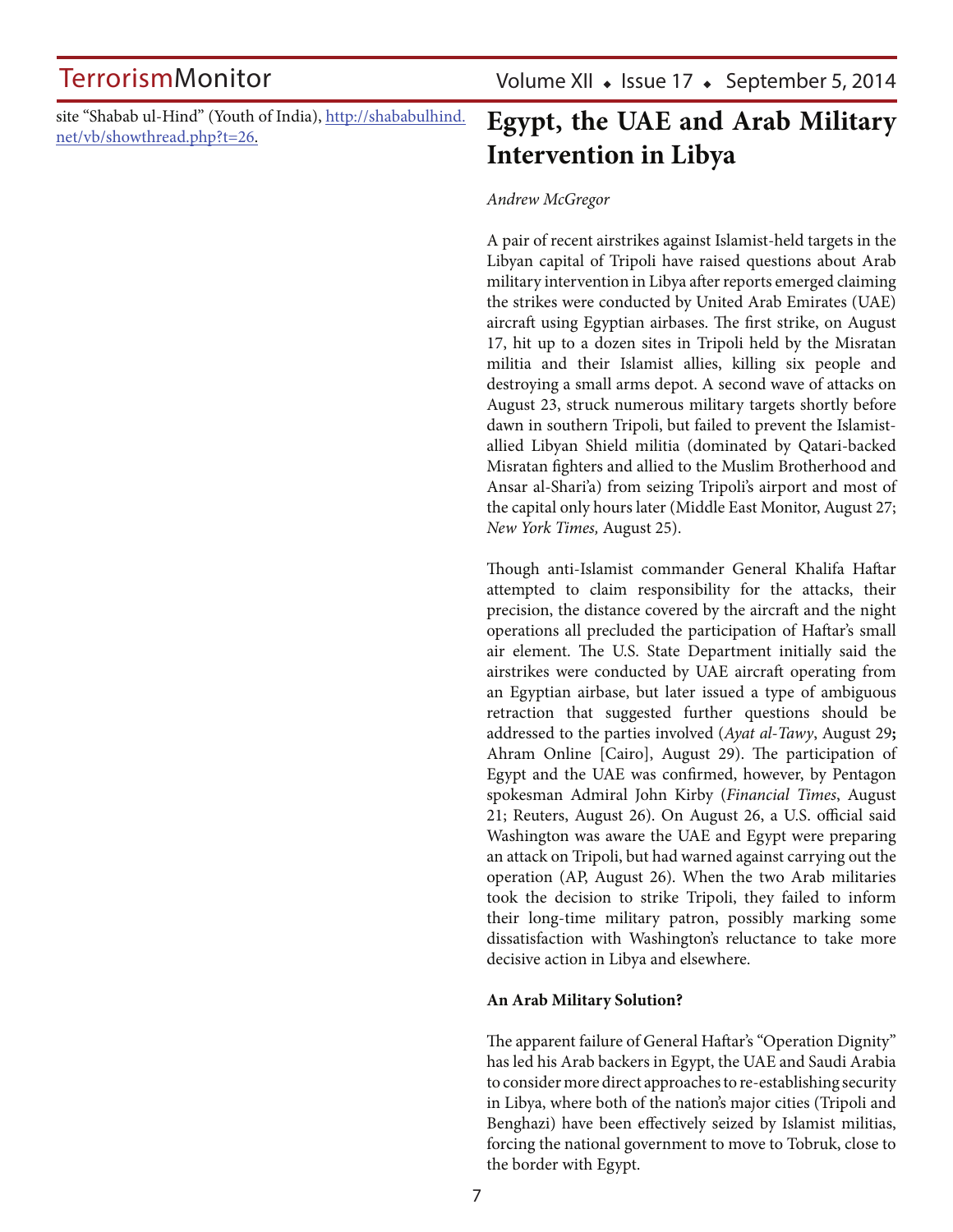site "Shabab ul-Hind" (Youth of India), [http://shababulhind.net/vb/showthread.php?t=26](http://shababulhind.net/vb/showthread.php?t=26).

# Egypt, the UAE and Arab Military Intervention in Libya

*Andrew McGregor*

A pair of recent airstrikes against Islamist-held targets in the Libyan capital of Tripoli have raised questions about Arab military intervention in Libya after reports emerged claiming the strikes were conducted by United Arab Emirates (UAE) aircraft using Egyptian airbases. The first strike, on August 17, hit up to a dozen sites in Tripoli held by the Misratan militia and their Islamist allies, killing six people and destroying a small arms depot. A second wave of attacks on August 23, struck numerous military targets shortly before dawn in southern Tripoli, but failed to prevent the Islamist-allied Libyan Shield militia (dominated by Qatari-backed Misratan fighters and allied to the Muslim Brotherhood and Ansar al-Shari'a) from seizing Tripoli's airport and most of the capital only hours later (Middle East Monitor, August 27; *New York Times,* August 25).

Though anti-Islamist commander General Khalifa Haftar attempted to claim responsibility for the attacks, their precision, the distance covered by the aircraft and the night operations all precluded the participation of Haftar's small air element. The U.S. State Department initially said the airstrikes were conducted by UAE aircraft operating from an Egyptian airbase, but later issued a type of ambiguous retraction that suggested further questions should be addressed to the parties involved (*Ayat al-Tawy*, August 29**;** Ahram Online [Cairo], August 29). The participation of Egypt and the UAE was confirmed, however, by Pentagon spokesman Admiral John Kirby (*Financial Times*, August 21; Reuters, August 26). On August 26, a U.S. official said Washington was aware the UAE and Egypt were preparing an attack on Tripoli, but had warned against carrying out the operation (AP, August 26). When the two Arab militaries took the decision to strike Tripoli, they failed to inform their long-time military patron, possibly marking some dissatisfaction with Washington's reluctance to take more decisive action in Libya and elsewhere.

**An Arab Military Solution?**

The apparent failure of General Haftar's "Operation Dignity" has led his Arab backers in Egypt, the UAE and Saudi Arabia to consider more direct approaches to re-establishing security in Libya, where both of the nation's major cities (Tripoli and Benghazi) have been effectively seized by Islamist militias, forcing the national government to move to Tobruk, close to the border with Egypt.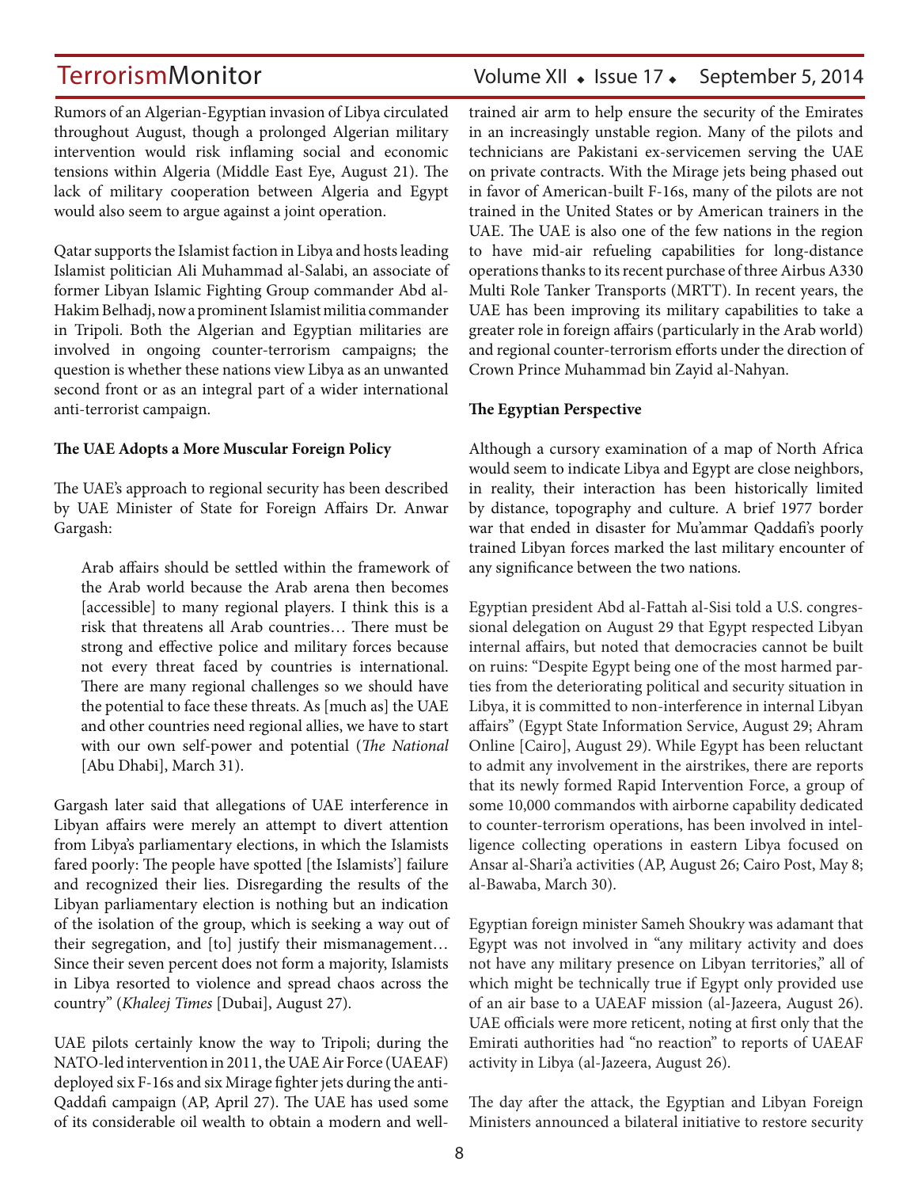Rumors of an Algerian-Egyptian invasion of Libya circulated throughout August, though a prolonged Algerian military intervention would risk inflaming social and economic tensions within Algeria (Middle East Eye, August 21). The lack of military cooperation between Algeria and Egypt would also seem to argue against a joint operation.

Qatar supports the Islamist faction in Libya and hosts leading Islamist politician Ali Muhammad al-Salabi, an associate of former Libyan Islamic Fighting Group commander Abd al-Hakim Belhadj, now a prominent Islamist militia commander in Tripoli. Both the Algerian and Egyptian militaries are involved in ongoing counter-terrorism campaigns; the question is whether these nations view Libya as an unwanted second front or as an integral part of a wider international anti-terrorist campaign.

**The UAE Adopts a More Muscular Foreign Policy**

The UAE's approach to regional security has been described by UAE Minister of State for Foreign Affairs Dr. Anwar Gargash:

> Arab affairs should be settled within the framework of the Arab world because the Arab arena then becomes [accessible] to many regional players. I think this is a risk that threatens all Arab countries… There must be strong and effective police and military forces because not every threat faced by countries is international. There are many regional challenges so we should have the potential to face these threats. As [much as] the UAE and other countries need regional allies, we have to start with our own self-power and potential (*The National* [Abu Dhabi], March 31).

Gargash later said that allegations of UAE interference in Libyan affairs were merely an attempt to divert attention from Libya's parliamentary elections, in which the Islamists fared poorly: The people have spotted [the Islamists'] failure and recognized their lies. Disregarding the results of the Libyan parliamentary election is nothing but an indication of the isolation of the group, which is seeking a way out of their segregation, and [to] justify their mismanagement… Since their seven percent does not form a majority, Islamists in Libya resorted to violence and spread chaos across the country" (*Khaleej Times* [Dubai], August 27).

UAE pilots certainly know the way to Tripoli; during the NATO-led intervention in 2011, the UAE Air Force (UAEAF) deployed six F-16s and six Mirage fighter jets during the anti-Qaddafi campaign (AP, April 27). The UAE has used some of its considerable oil wealth to obtain a modern and well-trained air arm to help ensure the security of the Emirates in an increasingly unstable region. Many of the pilots and technicians are Pakistani ex-servicemen serving the UAE on private contracts. With the Mirage jets being phased out in favor of American-built F-16s, many of the pilots are not trained in the United States or by American trainers in the UAE. The UAE is also one of the few nations in the region to have mid-air refueling capabilities for long-distance operations thanks to its recent purchase of three Airbus A330 Multi Role Tanker Transports (MRTT). In recent years, the UAE has been improving its military capabilities to take a greater role in foreign affairs (particularly in the Arab world) and regional counter-terrorism efforts under the direction of Crown Prince Muhammad bin Zayid al-Nahyan.

**The Egyptian Perspective**

Although a cursory examination of a map of North Africa would seem to indicate Libya and Egypt are close neighbors, in reality, their interaction has been historically limited by distance, topography and culture. A brief 1977 border war that ended in disaster for Mu'ammar Qaddafi's poorly trained Libyan forces marked the last military encounter of any significance between the two nations.

Egyptian president Abd al-Fattah al-Sisi told a U.S. congressional delegation on August 29 that Egypt respected Libyan internal affairs, but noted that democracies cannot be built on ruins: "Despite Egypt being one of the most harmed parties from the deteriorating political and security situation in Libya, it is committed to non-interference in internal Libyan affairs" (Egypt State Information Service, August 29; Ahram Online [Cairo], August 29). While Egypt has been reluctant to admit any involvement in the airstrikes, there are reports that its newly formed Rapid Intervention Force, a group of some 10,000 commandos with airborne capability dedicated to counter-terrorism operations, has been involved in intelligence collecting operations in eastern Libya focused on Ansar al-Shari'a activities (AP, August 26; Cairo Post, May 8; al-Bawaba, March 30).

Egyptian foreign minister Sameh Shoukry was adamant that Egypt was not involved in "any military activity and does not have any military presence on Libyan territories," all of which might be technically true if Egypt only provided use of an air base to a UAEAF mission (al-Jazeera, August 26). UAE officials were more reticent, noting at first only that the Emirati authorities had "no reaction" to reports of UAEAF activity in Libya (al-Jazeera, August 26).

The day after the attack, the Egyptian and Libyan Foreign Ministers announced a bilateral initiative to restore security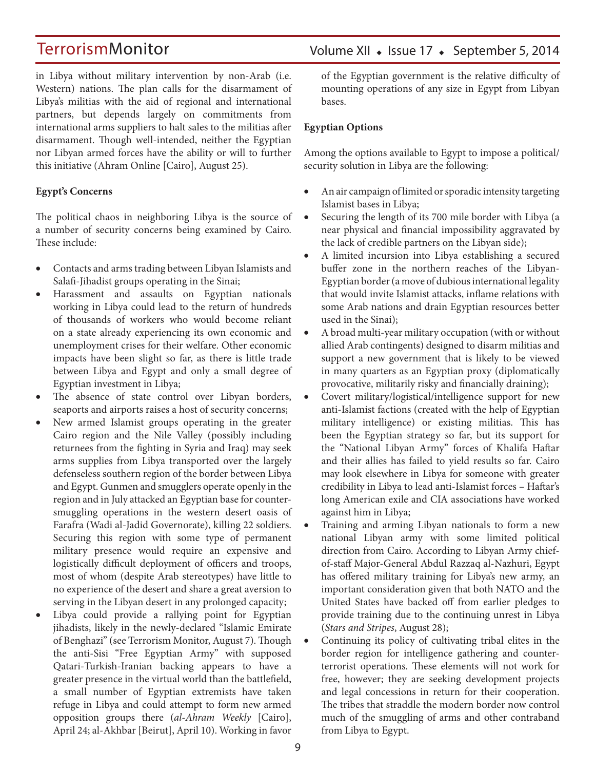in Libya without military intervention by non-Arab (i.e. Western) nations. The plan calls for the disarmament of Libya's militias with the aid of regional and international partners, but depends largely on commitments from international arms suppliers to halt sales to the militias after disarmament. Though well-intended, neither the Egyptian nor Libyan armed forces have the ability or will to further this initiative (Ahram Online [Cairo], August 25).

**Egypt's Concerns**

The political chaos in neighboring Libya is the source of a number of security concerns being examined by Cairo. These include:

- Contacts and arms trading between Libyan Islamists and Salafi-Jihadist groups operating in the Sinai;
- Harassment and assaults on Egyptian nationals working in Libya could lead to the return of hundreds of thousands of workers who would become reliant on a state already experiencing its own economic and unemployment crises for their welfare. Other economic impacts have been slight so far, as there is little trade between Libya and Egypt and only a small degree of Egyptian investment in Libya;
- The absence of state control over Libyan borders, seaports and airports raises a host of security concerns;
- New armed Islamist groups operating in the greater Cairo region and the Nile Valley (possibly including returnees from the fighting in Syria and Iraq) may seek arms supplies from Libya transported over the largely defenseless southern region of the border between Libya and Egypt. Gunmen and smugglers operate openly in the region and in July attacked an Egyptian base for counter-smuggling operations in the western desert oasis of Farafra (Wadi al-Jadid Governorate), killing 22 soldiers. Securing this region with some type of permanent military presence would require an expensive and logistically difficult deployment of officers and troops, most of whom (despite Arab stereotypes) have little to no experience of the desert and share a great aversion to serving in the Libyan desert in any prolonged capacity;
- Libya could provide a rallying point for Egyptian jihadists, likely in the newly-declared "Islamic Emirate of Benghazi" (see Terrorism Monitor, August 7). Though the anti-Sisi "Free Egyptian Army" with supposed Qatari-Turkish-Iranian backing appears to have a greater presence in the virtual world than the battlefield, a small number of Egyptian extremists have taken refuge in Libya and could attempt to form new armed opposition groups there (*al-Ahram Weekly* [Cairo], April 24; al-Akhbar [Beirut], April 10). Working in favor of the Egyptian government is the relative difficulty of mounting operations of any size in Egypt from Libyan bases.

**Egyptian Options**

Among the options available to Egypt to impose a political/security solution in Libya are the following:

- An air campaign of limited or sporadic intensity targeting Islamist bases in Libya;
- Securing the length of its 700 mile border with Libya (a near physical and financial impossibility aggravated by the lack of credible partners on the Libyan side);
- A limited incursion into Libya establishing a secured buffer zone in the northern reaches of the Libyan-Egyptian border (a move of dubious international legality that would invite Islamist attacks, inflame relations with some Arab nations and drain Egyptian resources better used in the Sinai);
- A broad multi-year military occupation (with or without allied Arab contingents) designed to disarm militias and support a new government that is likely to be viewed in many quarters as an Egyptian proxy (diplomatically provocative, militarily risky and financially draining);
- Covert military/logistical/intelligence support for new anti-Islamist factions (created with the help of Egyptian military intelligence) or existing militias. This has been the Egyptian strategy so far, but its support for the "National Libyan Army" forces of Khalifa Haftar and their allies has failed to yield results so far. Cairo may look elsewhere in Libya for someone with greater credibility in Libya to lead anti-Islamist forces – Haftar's long American exile and CIA associations have worked against him in Libya;
- Training and arming Libyan nationals to form a new national Libyan army with some limited political direction from Cairo. According to Libyan Army chief-of-staff Major-General Abdul Razzaq al-Nazhuri, Egypt has offered military training for Libya's new army, an important consideration given that both NATO and the United States have backed off from earlier pledges to provide training due to the continuing unrest in Libya (*Stars and Stripes*, August 28);
- Continuing its policy of cultivating tribal elites in the border region for intelligence gathering and counter-terrorist operations. These elements will not work for free, however; they are seeking development projects and legal concessions in return for their cooperation. The tribes that straddle the modern border now control much of the smuggling of arms and other contraband from Libya to Egypt.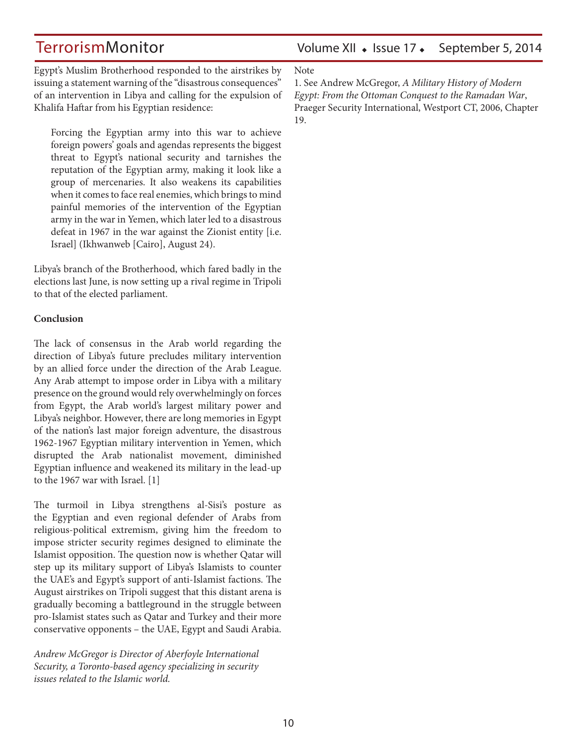Egypt's Muslim Brotherhood responded to the airstrikes by issuing a statement warning of the "disastrous consequences" of an intervention in Libya and calling for the expulsion of Khalifa Haftar from his Egyptian residence:

> Forcing the Egyptian army into this war to achieve foreign powers' goals and agendas represents the biggest threat to Egypt's national security and tarnishes the reputation of the Egyptian army, making it look like a group of mercenaries. It also weakens its capabilities when it comes to face real enemies, which brings to mind painful memories of the intervention of the Egyptian army in the war in Yemen, which later led to a disastrous defeat in 1967 in the war against the Zionist entity [i.e. Israel] (Ikhwanweb [Cairo], August 24).

Libya's branch of the Brotherhood, which fared badly in the elections last June, is now setting up a rival regime in Tripoli to that of the elected parliament.

**Conclusion**

The lack of consensus in the Arab world regarding the direction of Libya's future precludes military intervention by an allied force under the direction of the Arab League. Any Arab attempt to impose order in Libya with a military presence on the ground would rely overwhelmingly on forces from Egypt, the Arab world's largest military power and Libya's neighbor. However, there are long memories in Egypt of the nation's last major foreign adventure, the disastrous 1962-1967 Egyptian military intervention in Yemen, which disrupted the Arab nationalist movement, diminished Egyptian influence and weakened its military in the lead-up to the 1967 war with Israel. [1]

The turmoil in Libya strengthens al-Sisi's posture as the Egyptian and even regional defender of Arabs from religious-political extremism, giving him the freedom to impose stricter security regimes designed to eliminate the Islamist opposition. The question now is whether Qatar will step up its military support of Libya's Islamists to counter the UAE's and Egypt's support of anti-Islamist factions. The August airstrikes on Tripoli suggest that this distant arena is gradually becoming a battleground in the struggle between pro-Islamist states such as Qatar and Turkey and their more conservative opponents – the UAE, Egypt and Saudi Arabia.

*Andrew McGregor is Director of Aberfoyle International Security, a Toronto-based agency specializing in security issues related to the Islamic world.*

Note

1. See Andrew McGregor, *A Military History of Modern Egypt: From the Ottoman Conquest to the Ramadan War*, Praeger Security International, Westport CT, 2006, Chapter 19.